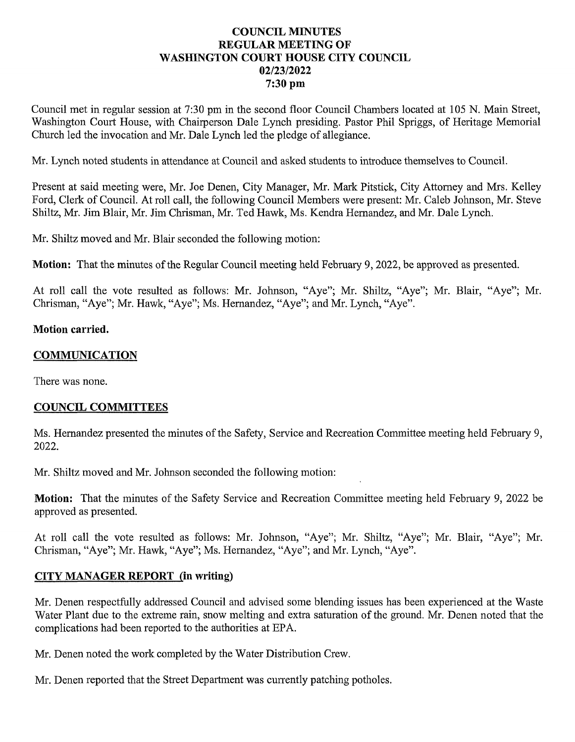**COUNCIL MINUTES**
**REGULAR MEETING OF**
**WASHINGTON COURT HOUSE CITY COUNCIL**
**02/23/2022**
**7:30 pm**

Council met in regular session at 7:30 pm in the second floor Council Chambers located at 105 N. Main Street, Washington Court House, with Chairperson Dale Lynch presiding. Pastor Phil Spriggs, of Heritage Memorial Church led the invocation and Mr. Dale Lynch led the pledge of allegiance.

Mr. Lynch noted students in attendance at Council and asked students to introduce themselves to Council.

Present at said meeting were, Mr. Joe Denen, City Manager, Mr. Mark Pitstick, City Attorney and Mrs. Kelley Ford, Clerk of Council. At roll call, the following Council Members were present: Mr. Caleb Johnson, Mr. Steve Shiltz, Mr. Jim Blair, Mr. Jim Chrisman, Mr. Ted Hawk, Ms. Kendra Hernandez, and Mr. Dale Lynch.

Mr. Shiltz moved and Mr. Blair seconded the following motion:

**Motion:** That the minutes of the Regular Council meeting held February 9, 2022, be approved as presented.

At roll call the vote resulted as follows: Mr. Johnson, "Aye"; Mr. Shiltz, "Aye"; Mr. Blair, "Aye"; Mr. Chrisman, "Aye"; Mr. Hawk, "Aye"; Ms. Hernandez, "Aye"; and Mr. Lynch, "Aye".

**Motion carried.**

## COMMUNICATION

There was none.

## COUNCIL COMMITTEES

Ms. Hernandez presented the minutes of the Safety, Service and Recreation Committee meeting held February 9, 2022.

Mr. Shiltz moved and Mr. Johnson seconded the following motion:

**Motion:** That the minutes of the Safety Service and Recreation Committee meeting held February 9, 2022 be approved as presented.

At roll call the vote resulted as follows: Mr. Johnson, "Aye"; Mr. Shiltz, "Aye"; Mr. Blair, "Aye"; Mr. Chrisman, "Aye"; Mr. Hawk, "Aye"; Ms. Hernandez, "Aye"; and Mr. Lynch, "Aye".

## CITY MANAGER REPORT (in writing)

Mr. Denen respectfully addressed Council and advised some blending issues has been experienced at the Waste Water Plant due to the extreme rain, snow melting and extra saturation of the ground. Mr. Denen noted that the complications had been reported to the authorities at EPA.

Mr. Denen noted the work completed by the Water Distribution Crew.

Mr. Denen reported that the Street Department was currently patching potholes.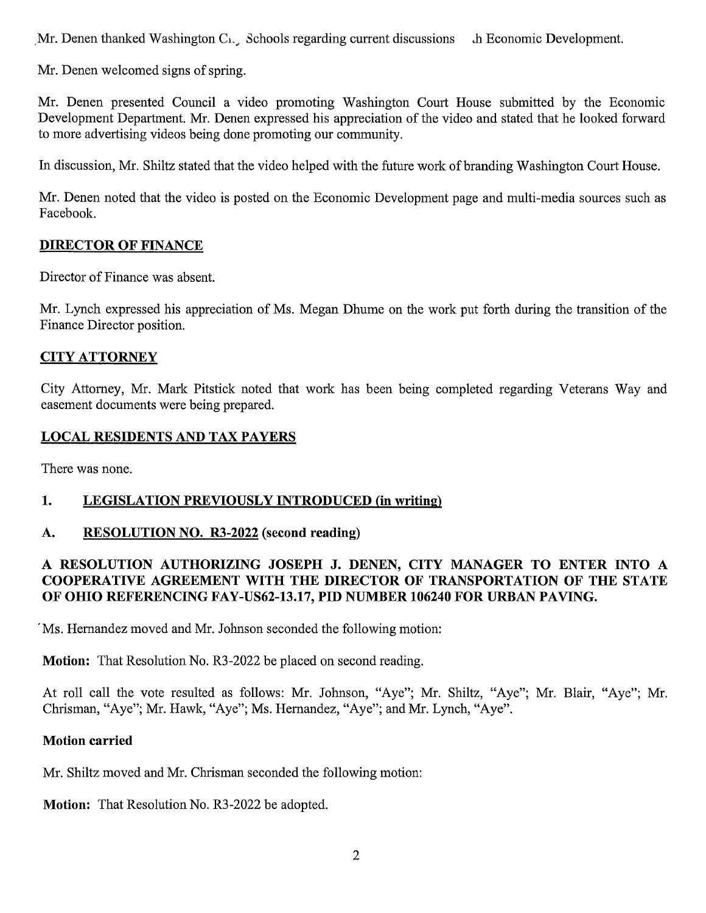Mr. Denen thanked Washington C... Schools regarding current discussions ...h Economic Development.

Mr. Denen welcomed signs of spring.

Mr. Denen presented Council a video promoting Washington Court House submitted by the Economic Development Department. Mr. Denen expressed his appreciation of the video and stated that he looked forward to more advertising videos being done promoting our community.

In discussion, Mr. Shiltz stated that the video helped with the future work of branding Washington Court House.

Mr. Denen noted that the video is posted on the Economic Development page and multi-media sources such as Facebook.

## DIRECTOR OF FINANCE

Director of Finance was absent.

Mr. Lynch expressed his appreciation of Ms. Megan Dhume on the work put forth during the transition of the Finance Director position.

## CITY ATTORNEY

City Attorney, Mr. Mark Pitstick noted that work has been being completed regarding Veterans Way and easement documents were being prepared.

## LOCAL RESIDENTS AND TAX PAYERS

There was none.

## 1. LEGISLATION PREVIOUSLY INTRODUCED (in writing)

### A. RESOLUTION NO. R3-2022 (second reading)

**A RESOLUTION AUTHORIZING JOSEPH J. DENEN, CITY MANAGER TO ENTER INTO A COOPERATIVE AGREEMENT WITH THE DIRECTOR OF TRANSPORTATION OF THE STATE OF OHIO REFERENCING FAY-US62-13.17, PID NUMBER 106240 FOR URBAN PAVING.**

Ms. Hernandez moved and Mr. Johnson seconded the following motion:

**Motion:** That Resolution No. R3-2022 be placed on second reading.

At roll call the vote resulted as follows: Mr. Johnson, "Aye"; Mr. Shiltz, "Aye"; Mr. Blair, "Aye"; Mr. Chrisman, "Aye"; Mr. Hawk, "Aye"; Ms. Hernandez, "Aye"; and Mr. Lynch, "Aye".

**Motion carried**

Mr. Shiltz moved and Mr. Chrisman seconded the following motion:

**Motion:** That Resolution No. R3-2022 be adopted.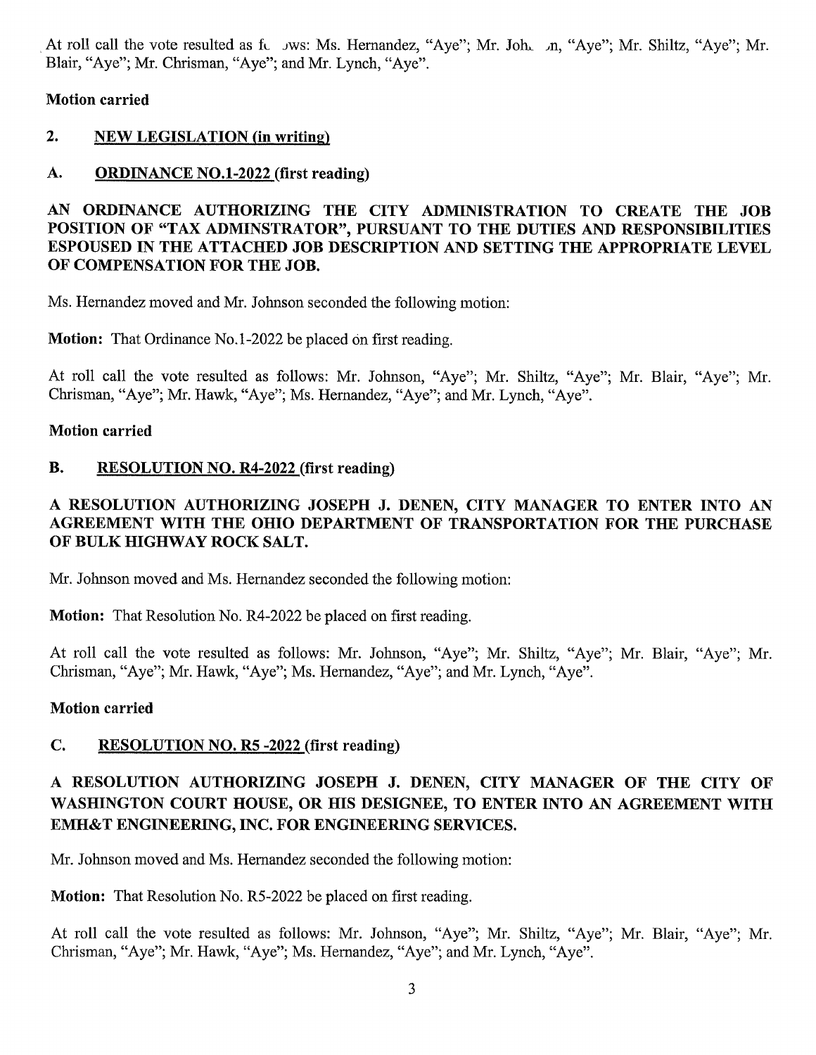At roll call the vote resulted as follows: Ms. Hernandez, "Aye"; Mr. Johnson, "Aye"; Mr. Shiltz, "Aye"; Mr. Blair, "Aye"; Mr. Chrisman, "Aye"; and Mr. Lynch, "Aye".

**Motion carried**

## 2. NEW LEGISLATION (in writing)

### A. ORDINANCE NO.1-2022 (first reading)

**AN ORDINANCE AUTHORIZING THE CITY ADMINISTRATION TO CREATE THE JOB POSITION OF "TAX ADMINSTRATOR", PURSUANT TO THE DUTIES AND RESPONSIBILITIES ESPOUSED IN THE ATTACHED JOB DESCRIPTION AND SETTING THE APPROPRIATE LEVEL OF COMPENSATION FOR THE JOB.**

Ms. Hernandez moved and Mr. Johnson seconded the following motion:

**Motion:** That Ordinance No.1-2022 be placed on first reading.

At roll call the vote resulted as follows: Mr. Johnson, "Aye"; Mr. Shiltz, "Aye"; Mr. Blair, "Aye"; Mr. Chrisman, "Aye"; Mr. Hawk, "Aye"; Ms. Hernandez, "Aye"; and Mr. Lynch, "Aye".

**Motion carried**

### B. RESOLUTION NO. R4-2022 (first reading)

**A RESOLUTION AUTHORIZING JOSEPH J. DENEN, CITY MANAGER TO ENTER INTO AN AGREEMENT WITH THE OHIO DEPARTMENT OF TRANSPORTATION FOR THE PURCHASE OF BULK HIGHWAY ROCK SALT.**

Mr. Johnson moved and Ms. Hernandez seconded the following motion:

**Motion:** That Resolution No. R4-2022 be placed on first reading.

At roll call the vote resulted as follows: Mr. Johnson, "Aye"; Mr. Shiltz, "Aye"; Mr. Blair, "Aye"; Mr. Chrisman, "Aye"; Mr. Hawk, "Aye"; Ms. Hernandez, "Aye"; and Mr. Lynch, "Aye".

**Motion carried**

### C. RESOLUTION NO. R5 -2022 (first reading)

**A RESOLUTION AUTHORIZING JOSEPH J. DENEN, CITY MANAGER OF THE CITY OF WASHINGTON COURT HOUSE, OR HIS DESIGNEE, TO ENTER INTO AN AGREEMENT WITH EMH&T ENGINEERING, INC. FOR ENGINEERING SERVICES.**

Mr. Johnson moved and Ms. Hernandez seconded the following motion:

**Motion:** That Resolution No. R5-2022 be placed on first reading.

At roll call the vote resulted as follows: Mr. Johnson, "Aye"; Mr. Shiltz, "Aye"; Mr. Blair, "Aye"; Mr. Chrisman, "Aye"; Mr. Hawk, "Aye"; Ms. Hernandez, "Aye"; and Mr. Lynch, "Aye".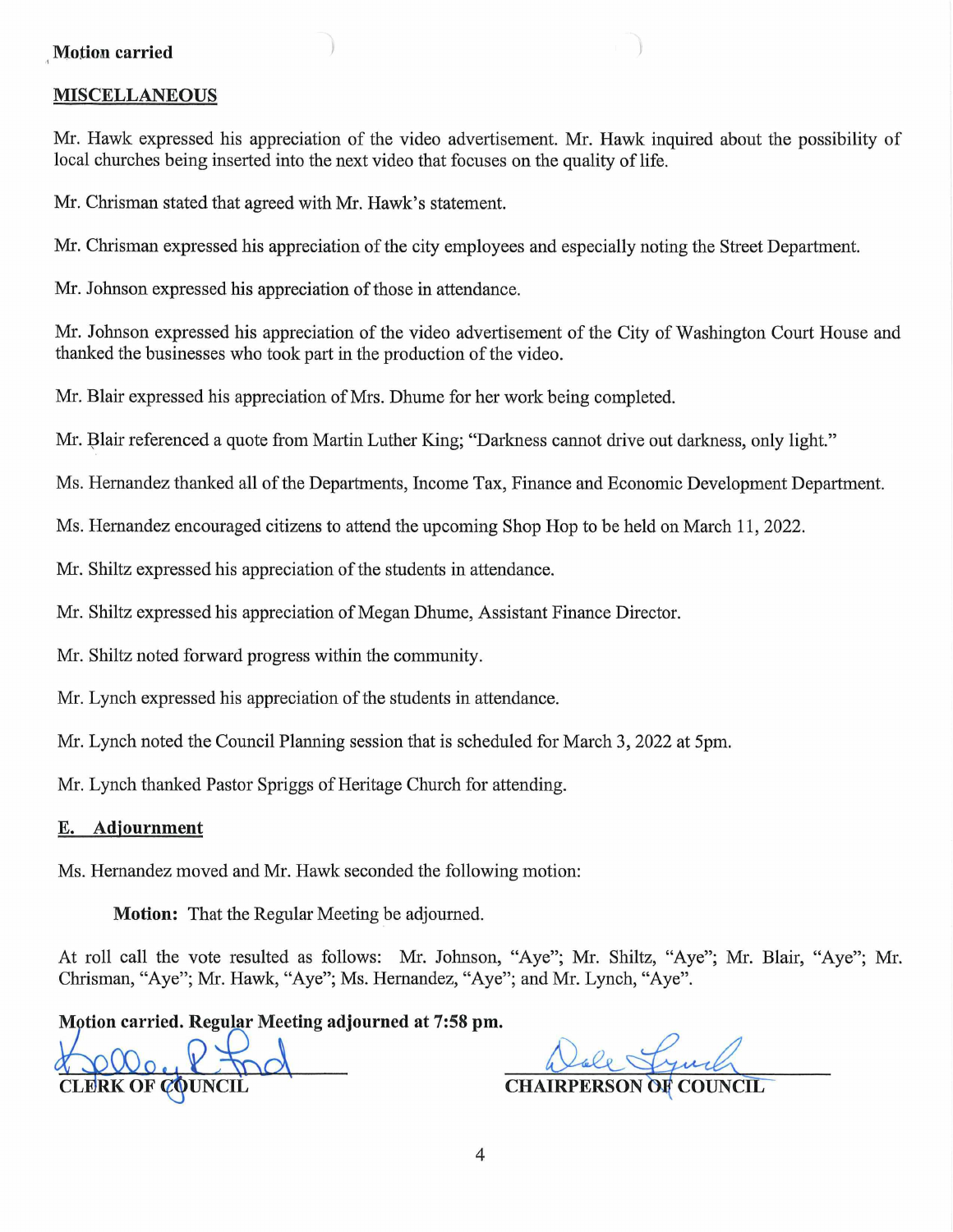**Motion carried**

## MISCELLANEOUS

Mr. Hawk expressed his appreciation of the video advertisement. Mr. Hawk inquired about the possibility of local churches being inserted into the next video that focuses on the quality of life.

Mr. Chrisman stated that agreed with Mr. Hawk's statement.

Mr. Chrisman expressed his appreciation of the city employees and especially noting the Street Department.

Mr. Johnson expressed his appreciation of those in attendance.

Mr. Johnson expressed his appreciation of the video advertisement of the City of Washington Court House and thanked the businesses who took part in the production of the video.

Mr. Blair expressed his appreciation of Mrs. Dhume for her work being completed.

Mr. Blair referenced a quote from Martin Luther King; "Darkness cannot drive out darkness, only light."

Ms. Hernandez thanked all of the Departments, Income Tax, Finance and Economic Development Department.

Ms. Hernandez encouraged citizens to attend the upcoming Shop Hop to be held on March 11, 2022.

Mr. Shiltz expressed his appreciation of the students in attendance.

Mr. Shiltz expressed his appreciation of Megan Dhume, Assistant Finance Director.

Mr. Shiltz noted forward progress within the community.

Mr. Lynch expressed his appreciation of the students in attendance.

Mr. Lynch noted the Council Planning session that is scheduled for March 3, 2022 at 5pm.

Mr. Lynch thanked Pastor Spriggs of Heritage Church for attending.

## E. Adjournment

Ms. Hernandez moved and Mr. Hawk seconded the following motion:

> **Motion:** That the Regular Meeting be adjourned.

At roll call the vote resulted as follows: Mr. Johnson, "Aye"; Mr. Shiltz, "Aye"; Mr. Blair, "Aye"; Mr. Chrisman, "Aye"; Mr. Hawk, "Aye"; Ms. Hernandez, "Aye"; and Mr. Lynch, "Aye".

**Motion carried. Regular Meeting adjourned at 7:58 pm.**

CLERK OF COUNCIL

CHAIRPERSON OF COUNCIL